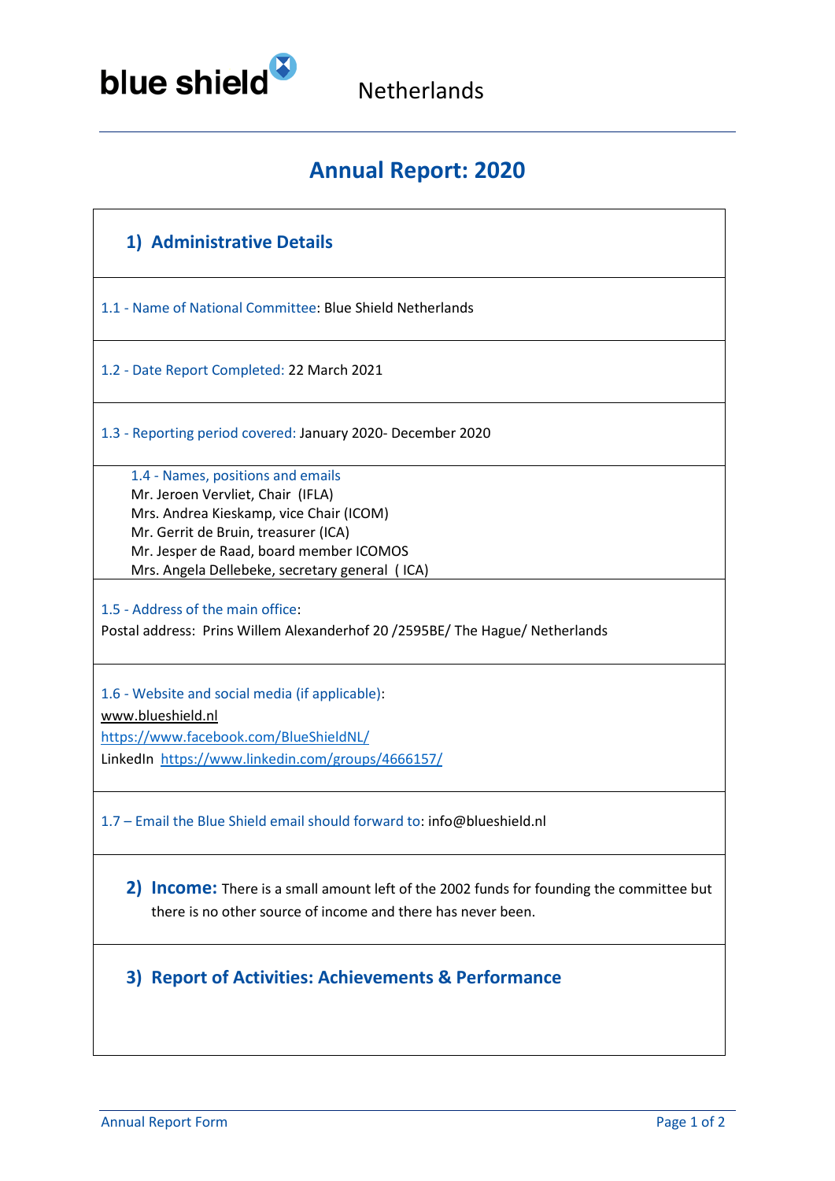blue shield Netherlands

# Annual Report: 2020

## 1) Administrative Details

1.1 - Name of National Committee: Blue Shield Netherlands

1.2 - Date Report Completed: 22 March 2021

1.3 - Reporting period covered: January 2020- December 2020

1.4 - Names, positions and emails
Mr. Jeroen Vervliet, Chair (IFLA)
Mrs. Andrea Kieskamp, vice Chair (ICOM)
Mr. Gerrit de Bruin, treasurer (ICA)
Mr. Jesper de Raad, board member ICOMOS
Mrs. Angela Dellebeke, secretary general ( ICA)

1.5 - Address of the main office:
Postal address: Prins Willem Alexanderhof 20 /2595BE/ The Hague/ Netherlands

1.6 - Website and social media (if applicable):
www.blueshield.nl
https://www.facebook.com/BlueShieldNL/
LinkedIn https://www.linkedin.com/groups/4666157/

1.7 – Email the Blue Shield email should forward to: info@blueshield.nl

## 2) Income:

There is a small amount left of the 2002 funds for founding the committee but there is no other source of income and there has never been.

## 3) Report of Activities: Achievements & Performance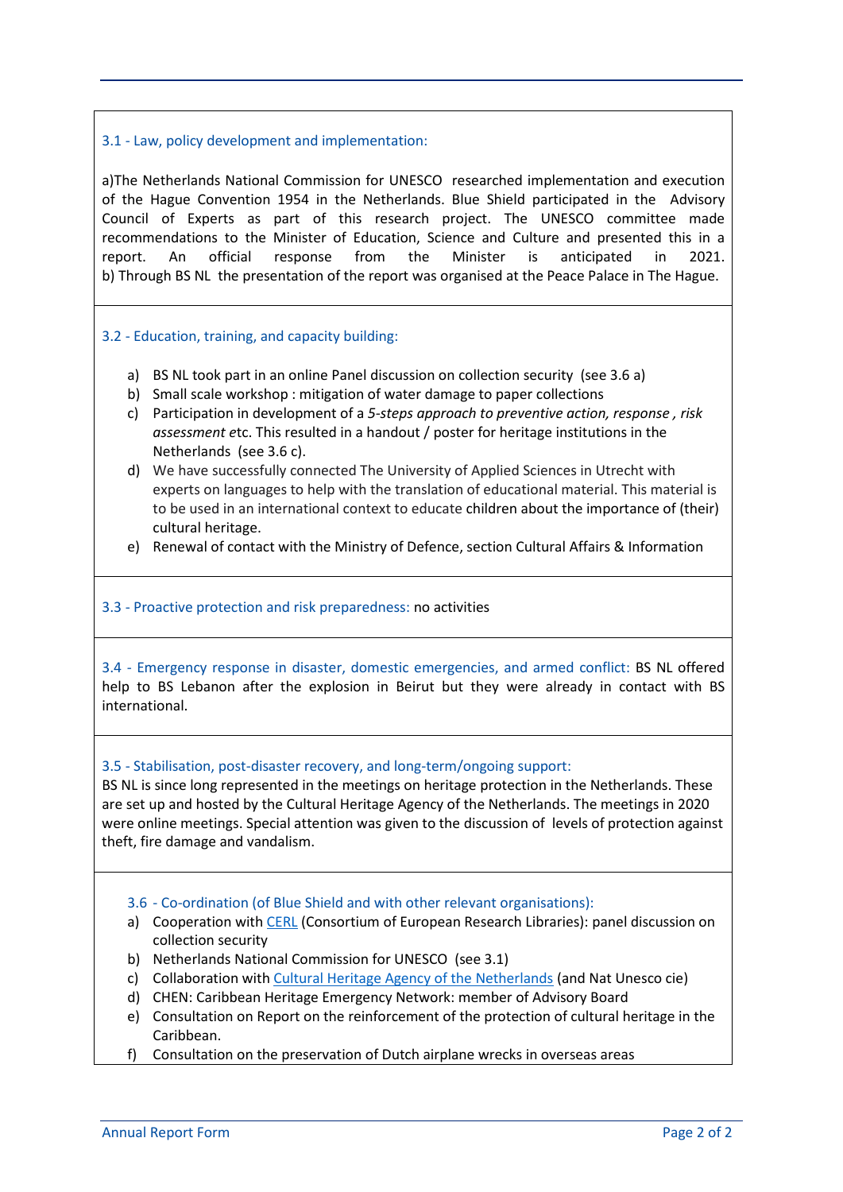### 3.1 - Law, policy development and implementation:

a)The Netherlands National Commission for UNESCO researched implementation and execution of the Hague Convention 1954 in the Netherlands. Blue Shield participated in the Advisory Council of Experts as part of this research project. The UNESCO committee made recommendations to the Minister of Education, Science and Culture and presented this in a report. An official response from the Minister is anticipated in 2021.
b) Through BS NL the presentation of the report was organised at the Peace Palace in The Hague.

### 3.2 - Education, training, and capacity building:

a) BS NL took part in an online Panel discussion on collection security (see 3.6 a)
b) Small scale workshop : mitigation of water damage to paper collections
c) Participation in development of a *5-steps approach to preventive action, response , risk assessment* etc. This resulted in a handout / poster for heritage institutions in the Netherlands (see 3.6 c).
d) We have successfully connected The University of Applied Sciences in Utrecht with experts on languages to help with the translation of educational material. This material is to be used in an international context to educate children about the importance of (their) cultural heritage.
e) Renewal of contact with the Ministry of Defence, section Cultural Affairs & Information

### 3.3 - Proactive protection and risk preparedness: no activities

### 3.4 - Emergency response in disaster, domestic emergencies, and armed conflict:

BS NL offered help to BS Lebanon after the explosion in Beirut but they were already in contact with BS international.

### 3.5 - Stabilisation, post-disaster recovery, and long-term/ongoing support:

BS NL is since long represented in the meetings on heritage protection in the Netherlands. These are set up and hosted by the Cultural Heritage Agency of the Netherlands. The meetings in 2020 were online meetings. Special attention was given to the discussion of levels of protection against theft, fire damage and vandalism.

### 3.6 - Co-ordination (of Blue Shield and with other relevant organisations):

a) Cooperation with CERL (Consortium of European Research Libraries): panel discussion on collection security
b) Netherlands National Commission for UNESCO (see 3.1)
c) Collaboration with Cultural Heritage Agency of the Netherlands (and Nat Unesco cie)
d) CHEN: Caribbean Heritage Emergency Network: member of Advisory Board
e) Consultation on Report on the reinforcement of the protection of cultural heritage in the Caribbean.
f) Consultation on the preservation of Dutch airplane wrecks in overseas areas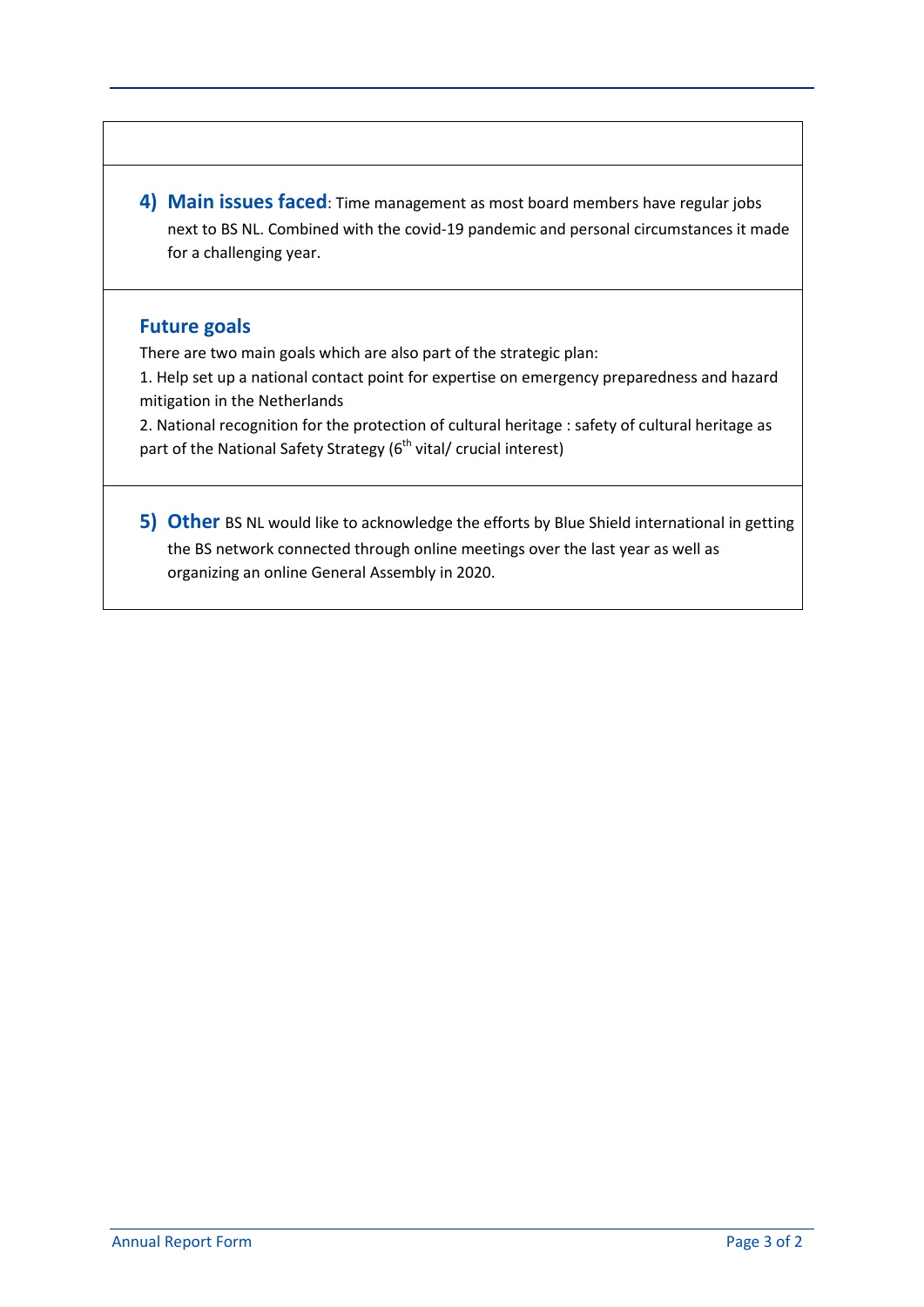**4) Main issues faced**: Time management as most board members have regular jobs next to BS NL. Combined with the covid-19 pandemic and personal circumstances it made for a challenging year.

## Future goals

There are two main goals which are also part of the strategic plan:

1. Help set up a national contact point for expertise on emergency preparedness and hazard mitigation in the Netherlands
2. National recognition for the protection of cultural heritage : safety of cultural heritage as part of the National Safety Strategy (6th vital/ crucial interest)

**5) Other** BS NL would like to acknowledge the efforts by Blue Shield international in getting the BS network connected through online meetings over the last year as well as organizing an online General Assembly in 2020.